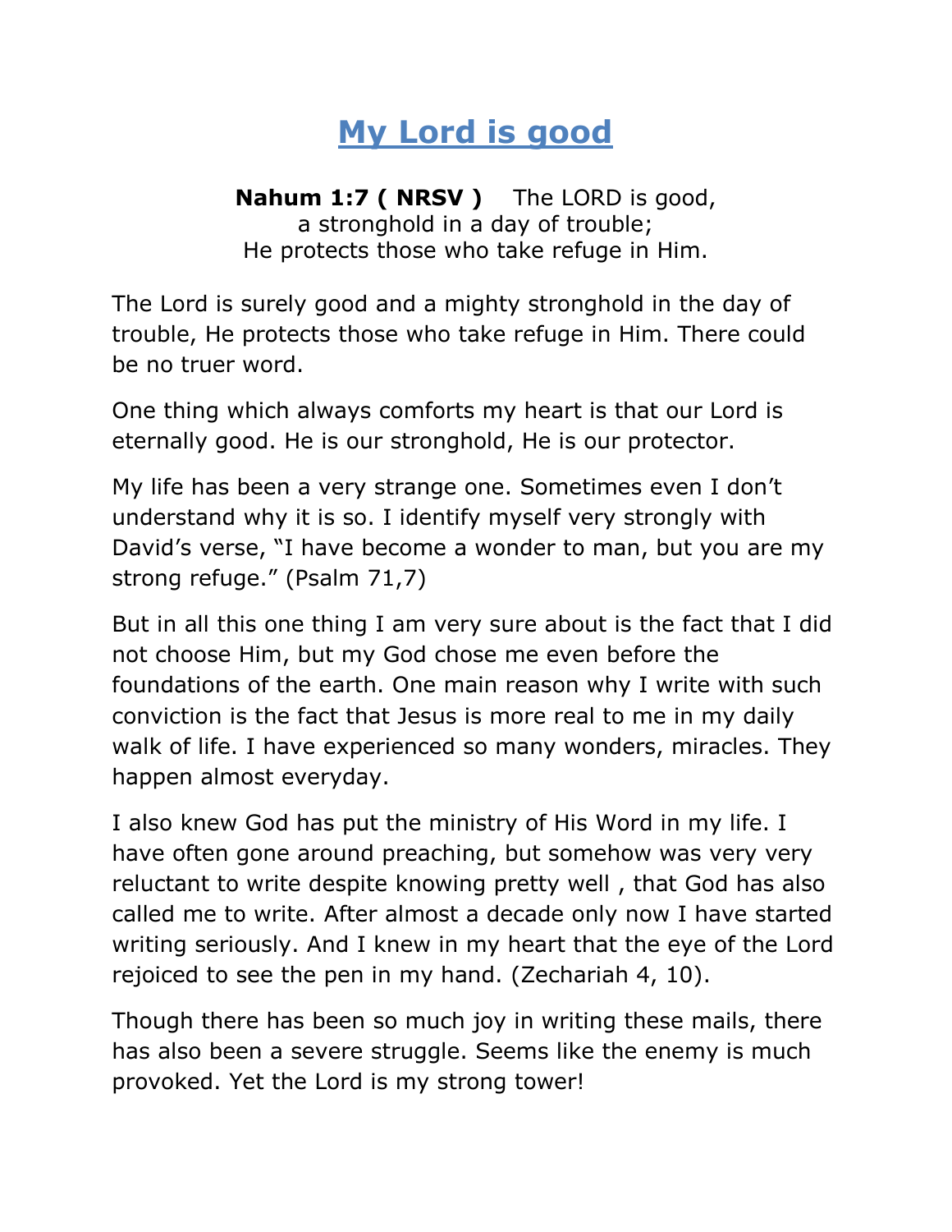# My Lord is good

**Nahum 1:7 ( NRSV )** The LORD is good,
a stronghold in a day of trouble;
He protects those who take refuge in Him.

The Lord is surely good and a mighty stronghold in the day of trouble, He protects those who take refuge in Him. There could be no truer word.

One thing which always comforts my heart is that our Lord is eternally good. He is our stronghold, He is our protector.

My life has been a very strange one. Sometimes even I don't understand why it is so. I identify myself very strongly with David's verse, "I have become a wonder to man, but you are my strong refuge." (Psalm 71,7)

But in all this one thing I am very sure about is the fact that I did not choose Him, but my God chose me even before the foundations of the earth. One main reason why I write with such conviction is the fact that Jesus is more real to me in my daily walk of life. I have experienced so many wonders, miracles. They happen almost everyday.

I also knew God has put the ministry of His Word in my life. I have often gone around preaching, but somehow was very very reluctant to write despite knowing pretty well , that God has also called me to write. After almost a decade only now I have started writing seriously. And I knew in my heart that the eye of the Lord rejoiced to see the pen in my hand. (Zechariah 4, 10).

Though there has been so much joy in writing these mails, there has also been a severe struggle. Seems like the enemy is much provoked. Yet the Lord is my strong tower!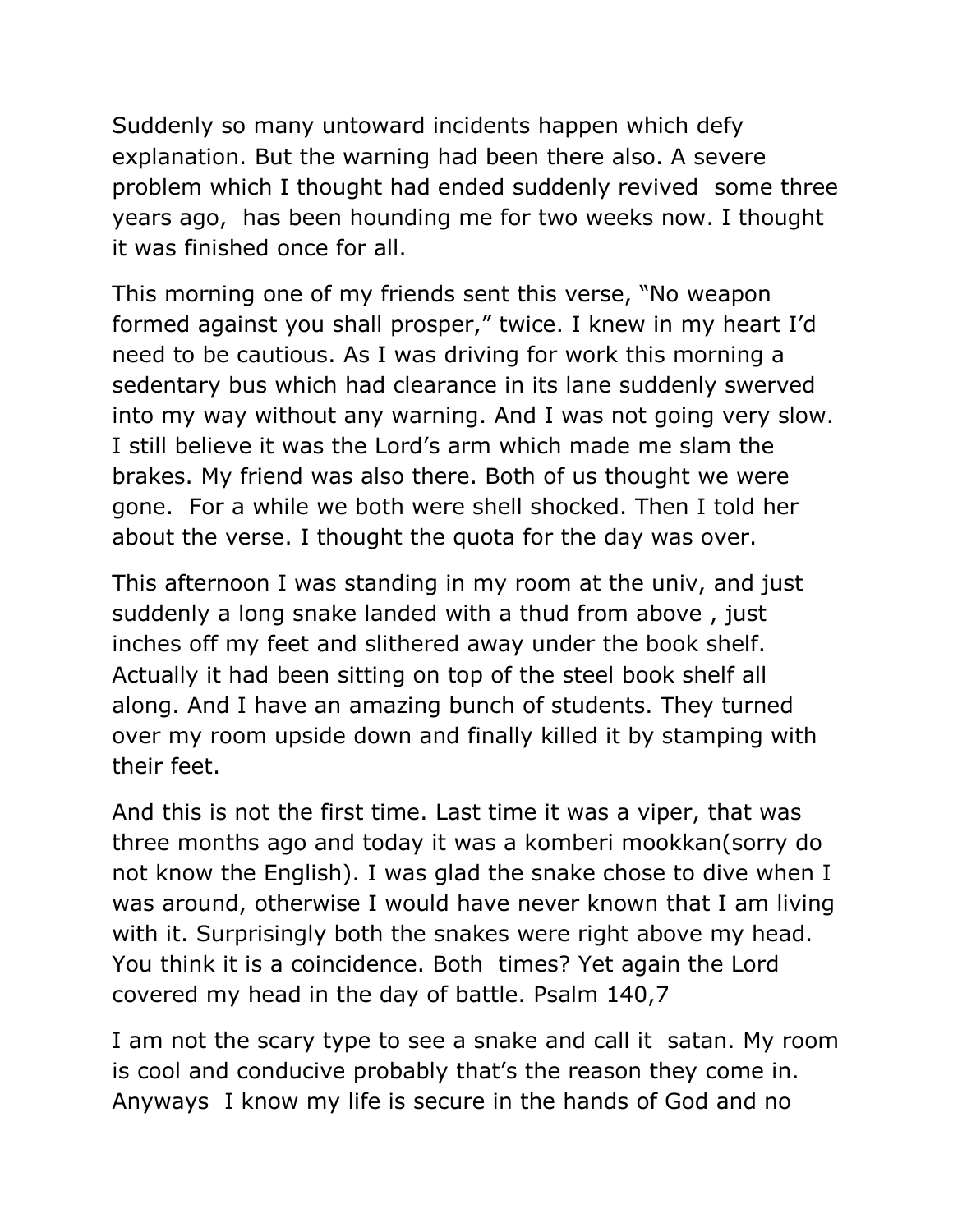Suddenly so many untoward incidents happen which defy explanation. But the warning had been there also. A severe problem which I thought had ended suddenly revived some three years ago, has been hounding me for two weeks now. I thought it was finished once for all.

This morning one of my friends sent this verse, "No weapon formed against you shall prosper," twice. I knew in my heart I'd need to be cautious. As I was driving for work this morning a sedentary bus which had clearance in its lane suddenly swerved into my way without any warning. And I was not going very slow. I still believe it was the Lord's arm which made me slam the brakes. My friend was also there. Both of us thought we were gone. For a while we both were shell shocked. Then I told her about the verse. I thought the quota for the day was over.

This afternoon I was standing in my room at the univ, and just suddenly a long snake landed with a thud from above , just inches off my feet and slithered away under the book shelf. Actually it had been sitting on top of the steel book shelf all along. And I have an amazing bunch of students. They turned over my room upside down and finally killed it by stamping with their feet.

And this is not the first time. Last time it was a viper, that was three months ago and today it was a komberi mookkan(sorry do not know the English). I was glad the snake chose to dive when I was around, otherwise I would have never known that I am living with it. Surprisingly both the snakes were right above my head. You think it is a coincidence. Both times? Yet again the Lord covered my head in the day of battle. Psalm 140,7

I am not the scary type to see a snake and call it satan. My room is cool and conducive probably that's the reason they come in. Anyways I know my life is secure in the hands of God and no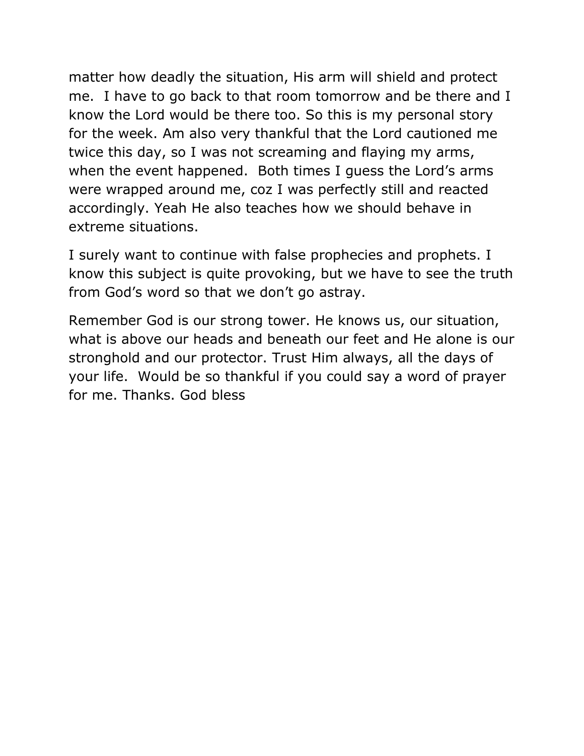matter how deadly the situation, His arm will shield and protect me.  I have to go back to that room tomorrow and be there and I know the Lord would be there too. So this is my personal story for the week. Am also very thankful that the Lord cautioned me twice this day, so I was not screaming and flaying my arms, when the event happened.  Both times I guess the Lord's arms were wrapped around me, coz I was perfectly still and reacted accordingly. Yeah He also teaches how we should behave in extreme situations.

I surely want to continue with false prophecies and prophets. I know this subject is quite provoking, but we have to see the truth from God's word so that we don't go astray.

Remember God is our strong tower. He knows us, our situation, what is above our heads and beneath our feet and He alone is our stronghold and our protector. Trust Him always, all the days of your life.  Would be so thankful if you could say a word of prayer for me. Thanks. God bless